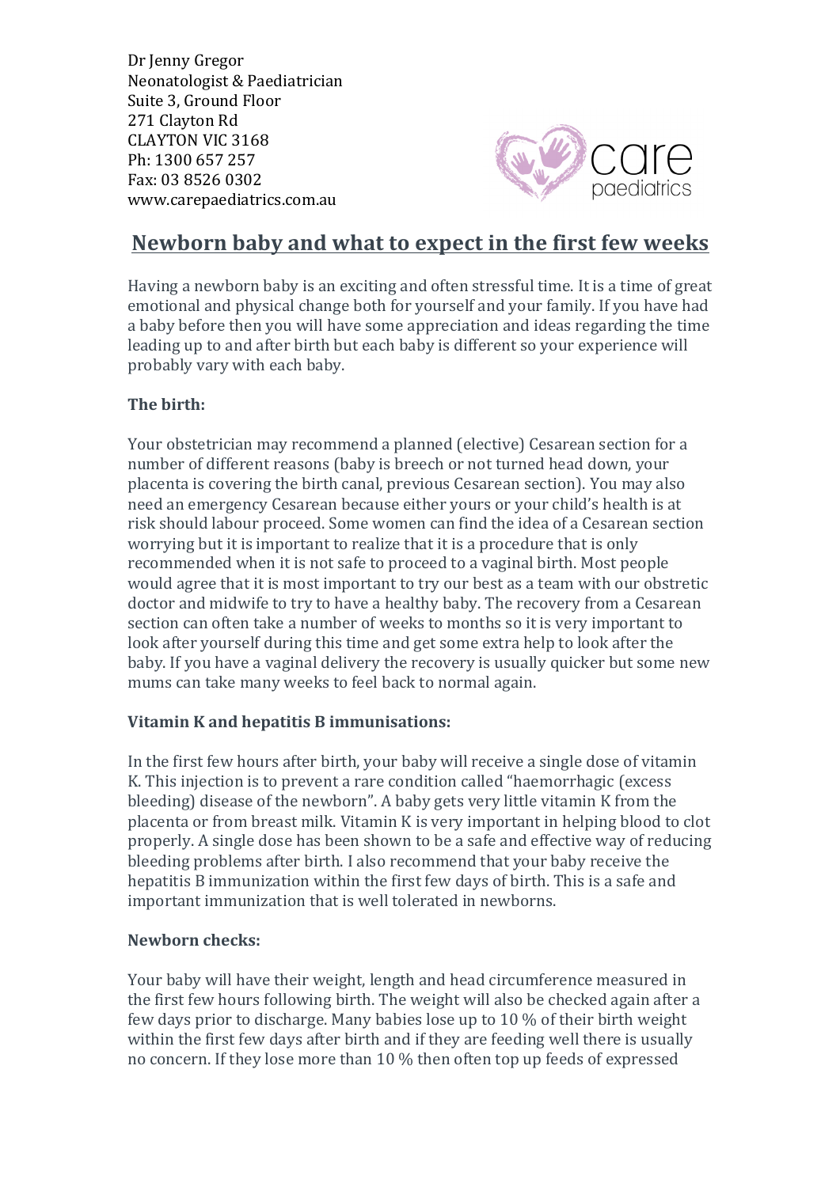Dr Jenny Gregor
Neonatologist & Paediatrician
Suite 3, Ground Floor
271 Clayton Rd
CLAYTON VIC 3168
Ph: 1300 657 257
Fax: 03 8526 0302
www.carepaediatrics.com.au

# Newborn baby and what to expect in the first few weeks

Having a newborn baby is an exciting and often stressful time. It is a time of great emotional and physical change both for yourself and your family. If you have had a baby before then you will have some appreciation and ideas regarding the time leading up to and after birth but each baby is different so your experience will probably vary with each baby.

**The birth:**

Your obstetrician may recommend a planned (elective) Cesarean section for a number of different reasons (baby is breech or not turned head down, your placenta is covering the birth canal, previous Cesarean section). You may also need an emergency Cesarean because either yours or your child's health is at risk should labour proceed. Some women can find the idea of a Cesarean section worrying but it is important to realize that it is a procedure that is only recommended when it is not safe to proceed to a vaginal birth. Most people would agree that it is most important to try our best as a team with our obstetric doctor and midwife to try to have a healthy baby. The recovery from a Cesarean section can often take a number of weeks to months so it is very important to look after yourself during this time and get some extra help to look after the baby. If you have a vaginal delivery the recovery is usually quicker but some new mums can take many weeks to feel back to normal again.

**Vitamin K and hepatitis B immunisations:**

In the first few hours after birth, your baby will receive a single dose of vitamin K. This injection is to prevent a rare condition called "haemorrhagic (excess bleeding) disease of the newborn". A baby gets very little vitamin K from the placenta or from breast milk. Vitamin K is very important in helping blood to clot properly. A single dose has been shown to be a safe and effective way of reducing bleeding problems after birth. I also recommend that your baby receive the hepatitis B immunization within the first few days of birth. This is a safe and important immunization that is well tolerated in newborns.

**Newborn checks:**

Your baby will have their weight, length and head circumference measured in the first few hours following birth. The weight will also be checked again after a few days prior to discharge. Many babies lose up to 10 % of their birth weight within the first few days after birth and if they are feeding well there is usually no concern. If they lose more than 10 % then often top up feeds of expressed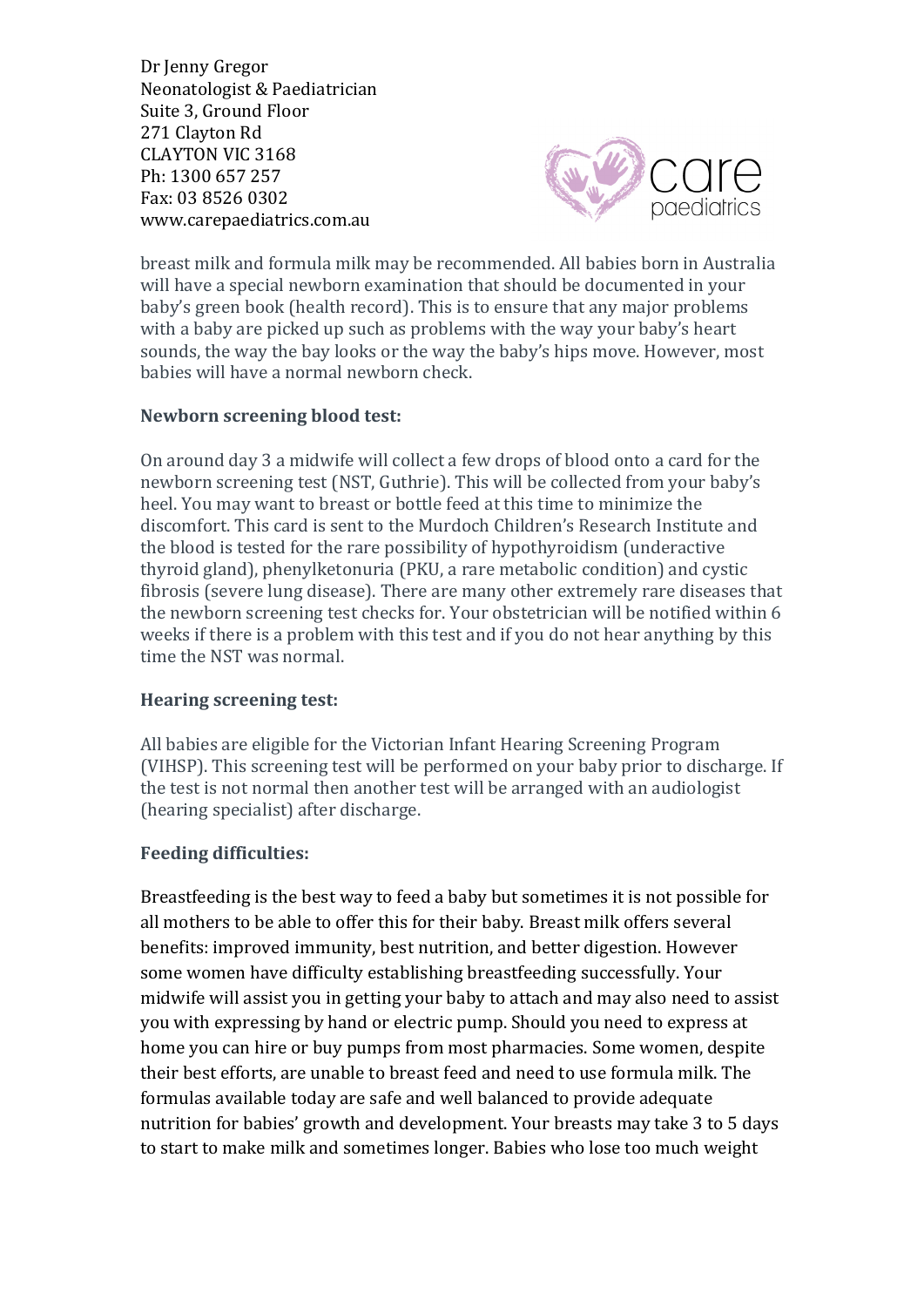breast milk and formula milk may be recommended. All babies born in Australia will have a special newborn examination that should be documented in your baby's green book (health record). This is to ensure that any major problems with a baby are picked up such as problems with the way your baby's heart sounds, the way the bay looks or the way the baby's hips move. However, most babies will have a normal newborn check.

**Newborn screening blood test:**

On around day 3 a midwife will collect a few drops of blood onto a card for the newborn screening test (NST, Guthrie). This will be collected from your baby's heel. You may want to breast or bottle feed at this time to minimize the discomfort. This card is sent to the Murdoch Children's Research Institute and the blood is tested for the rare possibility of hypothyroidism (underactive thyroid gland), phenylketonuria (PKU, a rare metabolic condition) and cystic fibrosis (severe lung disease). There are many other extremely rare diseases that the newborn screening test checks for. Your obstetrician will be notified within 6 weeks if there is a problem with this test and if you do not hear anything by this time the NST was normal.

**Hearing screening test:**

All babies are eligible for the Victorian Infant Hearing Screening Program (VIHSP). This screening test will be performed on your baby prior to discharge. If the test is not normal then another test will be arranged with an audiologist (hearing specialist) after discharge.

**Feeding difficulties:**

Breastfeeding is the best way to feed a baby but sometimes it is not possible for all mothers to be able to offer this for their baby. Breast milk offers several benefits: improved immunity, best nutrition, and better digestion. However some women have difficulty establishing breastfeeding successfully. Your midwife will assist you in getting your baby to attach and may also need to assist you with expressing by hand or electric pump. Should you need to express at home you can hire or buy pumps from most pharmacies. Some women, despite their best efforts, are unable to breast feed and need to use formula milk. The formulas available today are safe and well balanced to provide adequate nutrition for babies' growth and development. Your breasts may take 3 to 5 days to start to make milk and sometimes longer. Babies who lose too much weight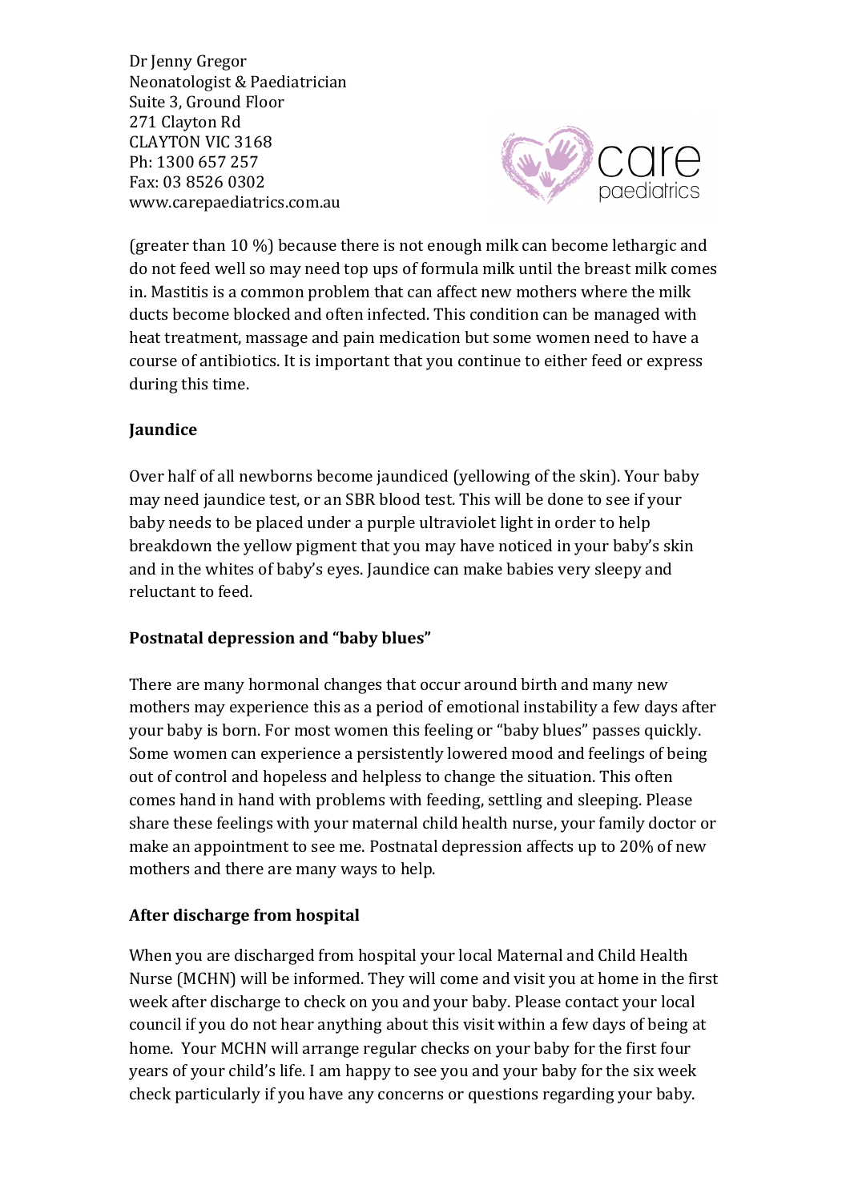(greater than 10 %) because there is not enough milk can become lethargic and do not feed well so may need top ups of formula milk until the breast milk comes in. Mastitis is a common problem that can affect new mothers where the milk ducts become blocked and often infected. This condition can be managed with heat treatment, massage and pain medication but some women need to have a course of antibiotics. It is important that you continue to either feed or express during this time.

**Jaundice**

Over half of all newborns become jaundiced (yellowing of the skin). Your baby may need jaundice test, or an SBR blood test. This will be done to see if your baby needs to be placed under a purple ultraviolet light in order to help breakdown the yellow pigment that you may have noticed in your baby's skin and in the whites of baby's eyes. Jaundice can make babies very sleepy and reluctant to feed.

**Postnatal depression and "baby blues"**

There are many hormonal changes that occur around birth and many new mothers may experience this as a period of emotional instability a few days after your baby is born. For most women this feeling or "baby blues" passes quickly. Some women can experience a persistently lowered mood and feelings of being out of control and hopeless and helpless to change the situation. This often comes hand in hand with problems with feeding, settling and sleeping. Please share these feelings with your maternal child health nurse, your family doctor or make an appointment to see me. Postnatal depression affects up to 20% of new mothers and there are many ways to help.

**After discharge from hospital**

When you are discharged from hospital your local Maternal and Child Health Nurse (MCHN) will be informed. They will come and visit you at home in the first week after discharge to check on you and your baby. Please contact your local council if you do not hear anything about this visit within a few days of being at home. Your MCHN will arrange regular checks on your baby for the first four years of your child's life. I am happy to see you and your baby for the six week check particularly if you have any concerns or questions regarding your baby.